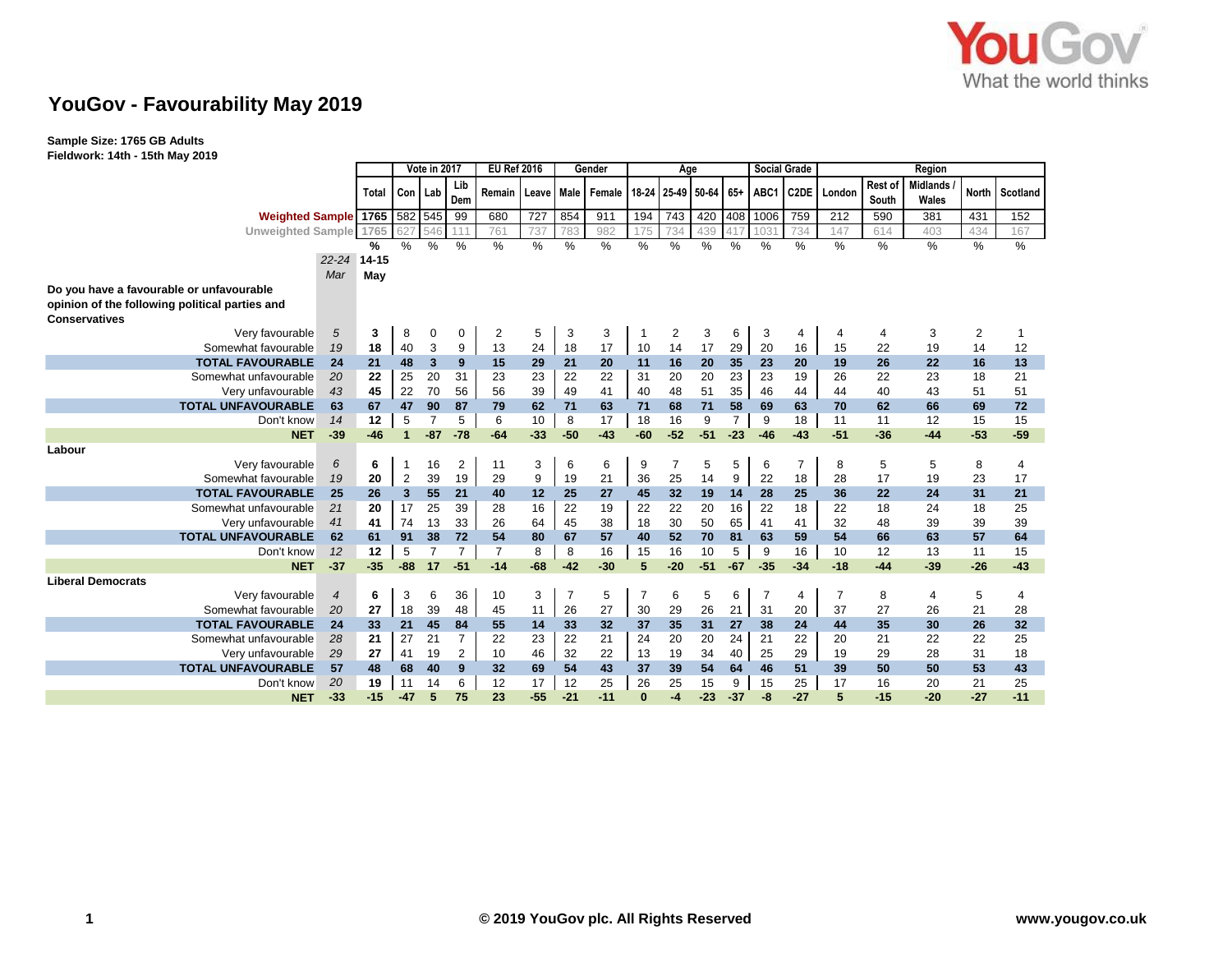# YouGov - Favourability May 2019

**Sample Size: 1765 GB Adults**
**Fieldwork: 14th - 15th May 2019**

| | | | Vote in 2017 | | | EU Ref 2016 | | Gender | | Age | | | | Social Grade | | Region | | | | |
|---|---|---|---|---|---|---|---|---|---|---|---|---|---|---|---|---|---|---|---|---|
| | | Total | Con | Lab | Lib Dem | Remain | Leave | Male | Female | 18-24 | 25-49 | 50-64 | 65+ | ABC1 | C2DE | London | Rest of South | Midlands / Wales | North | Scotland |
| **Weighted Sample** | | 1765 | 582 | 545 | 99 | 680 | 727 | 854 | 911 | 194 | 743 | 420 | 408 | 1006 | 759 | 212 | 590 | 381 | 431 | 152 |
| Unweighted Sample | | 1765 | 627 | 546 | 111 | 761 | 737 | 783 | 982 | 175 | 734 | 439 | 417 | 1031 | 734 | 147 | 614 | 403 | 434 | 167 |
| | | % | % | % | % | % | % | % | % | % | % | % | % | % | % | % | % | % | % | % |
| | *22-24 Mar* | 14-15 May | | | | | | | | | | | | | | | | | | |
| **Do you have a favourable or unfavourable opinion of the following political parties and Conservatives** | | | | | | | | | | | | | | | | | | | | |
| Very favourable | *5* | 3 | 8 | 0 | 0 | 2 | 5 | 3 | 3 | 1 | 2 | 3 | 6 | 3 | 4 | 4 | 4 | 3 | 2 | 1 |
| Somewhat favourable | *19* | 18 | 40 | 3 | 9 | 13 | 24 | 18 | 17 | 10 | 14 | 17 | 29 | 20 | 16 | 15 | 22 | 19 | 14 | 12 |
| **TOTAL FAVOURABLE** | **24** | **21** | **48** | **3** | **9** | **15** | **29** | **21** | **20** | **11** | **16** | **20** | **35** | **23** | **20** | **19** | **26** | **22** | **16** | **13** |
| Somewhat unfavourable | *20* | 22 | 25 | 20 | 31 | 23 | 23 | 22 | 22 | 31 | 20 | 20 | 23 | 23 | 19 | 26 | 22 | 23 | 18 | 21 |
| Very unfavourable | *43* | 45 | 22 | 70 | 56 | 56 | 39 | 49 | 41 | 40 | 48 | 51 | 35 | 46 | 44 | 44 | 40 | 43 | 51 | 51 |
| **TOTAL UNFAVOURABLE** | **63** | **67** | **47** | **90** | **87** | **79** | **62** | **71** | **63** | **71** | **68** | **71** | **58** | **69** | **63** | **70** | **62** | **66** | **69** | **72** |
| Don't know | *14* | 12 | 5 | 7 | 5 | 6 | 10 | 8 | 17 | 18 | 16 | 9 | 7 | 9 | 18 | 11 | 11 | 12 | 15 | 15 |
| **NET** | **-39** | **-46** | **1** | **-87** | **-78** | **-64** | **-33** | **-50** | **-43** | **-60** | **-52** | **-51** | **-23** | **-46** | **-43** | **-51** | **-36** | **-44** | **-53** | **-59** |
| **Labour** | | | | | | | | | | | | | | | | | | | | |
| Very favourable | *6* | 6 | 1 | 16 | 2 | 11 | 3 | 6 | 6 | 9 | 7 | 5 | 5 | 6 | 7 | 8 | 5 | 5 | 8 | 4 |
| Somewhat favourable | *19* | 20 | 2 | 39 | 19 | 29 | 9 | 19 | 21 | 36 | 25 | 14 | 9 | 22 | 18 | 28 | 17 | 19 | 23 | 17 |
| **TOTAL FAVOURABLE** | **25** | **26** | **3** | **55** | **21** | **40** | **12** | **25** | **27** | **45** | **32** | **19** | **14** | **28** | **25** | **36** | **22** | **24** | **31** | **21** |
| Somewhat unfavourable | *21* | 20 | 17 | 25 | 39 | 28 | 16 | 22 | 19 | 22 | 22 | 20 | 16 | 22 | 18 | 22 | 18 | 24 | 18 | 25 |
| Very unfavourable | *41* | 41 | 74 | 13 | 33 | 26 | 64 | 45 | 38 | 18 | 30 | 50 | 65 | 41 | 41 | 32 | 48 | 39 | 39 | 39 |
| **TOTAL UNFAVOURABLE** | **62** | **61** | **91** | **38** | **72** | **54** | **80** | **67** | **57** | **40** | **52** | **70** | **81** | **63** | **59** | **54** | **66** | **63** | **57** | **64** |
| Don't know | *12* | 12 | 5 | 7 | 7 | 7 | 8 | 8 | 16 | 15 | 16 | 10 | 5 | 9 | 16 | 10 | 12 | 13 | 11 | 15 |
| **NET** | **-37** | **-35** | **-88** | **17** | **-51** | **-14** | **-68** | **-42** | **-30** | **5** | **-20** | **-51** | **-67** | **-35** | **-34** | **-18** | **-44** | **-39** | **-26** | **-43** |
| **Liberal Democrats** | | | | | | | | | | | | | | | | | | | | |
| Very favourable | *4* | 6 | 3 | 6 | 36 | 10 | 3 | 7 | 5 | 7 | 6 | 5 | 6 | 7 | 4 | 7 | 8 | 4 | 5 | 4 |
| Somewhat favourable | *20* | 27 | 18 | 39 | 48 | 45 | 11 | 26 | 27 | 30 | 29 | 26 | 21 | 31 | 20 | 37 | 27 | 26 | 21 | 28 |
| **TOTAL FAVOURABLE** | **24** | **33** | **21** | **45** | **84** | **55** | **14** | **33** | **32** | **37** | **35** | **31** | **27** | **38** | **24** | **44** | **35** | **30** | **26** | **32** |
| Somewhat unfavourable | *28* | 21 | 27 | 21 | 7 | 22 | 23 | 22 | 21 | 24 | 20 | 20 | 24 | 21 | 22 | 20 | 21 | 22 | 22 | 25 |
| Very unfavourable | *29* | 27 | 41 | 19 | 2 | 10 | 46 | 32 | 22 | 13 | 19 | 34 | 40 | 25 | 29 | 19 | 29 | 28 | 31 | 18 |
| **TOTAL UNFAVOURABLE** | **57** | **48** | **68** | **40** | **9** | **32** | **69** | **54** | **43** | **37** | **39** | **54** | **64** | **46** | **51** | **39** | **50** | **50** | **53** | **43** |
| Don't know | *20* | 19 | 11 | 14 | 6 | 12 | 17 | 12 | 25 | 26 | 25 | 15 | 9 | 15 | 25 | 17 | 16 | 20 | 21 | 25 |
| **NET** | **-33** | **-15** | **-47** | **5** | **75** | **23** | **-55** | **-21** | **-11** | **0** | **-4** | **-23** | **-37** | **-8** | **-27** | **5** | **-15** | **-20** | **-27** | **-11** |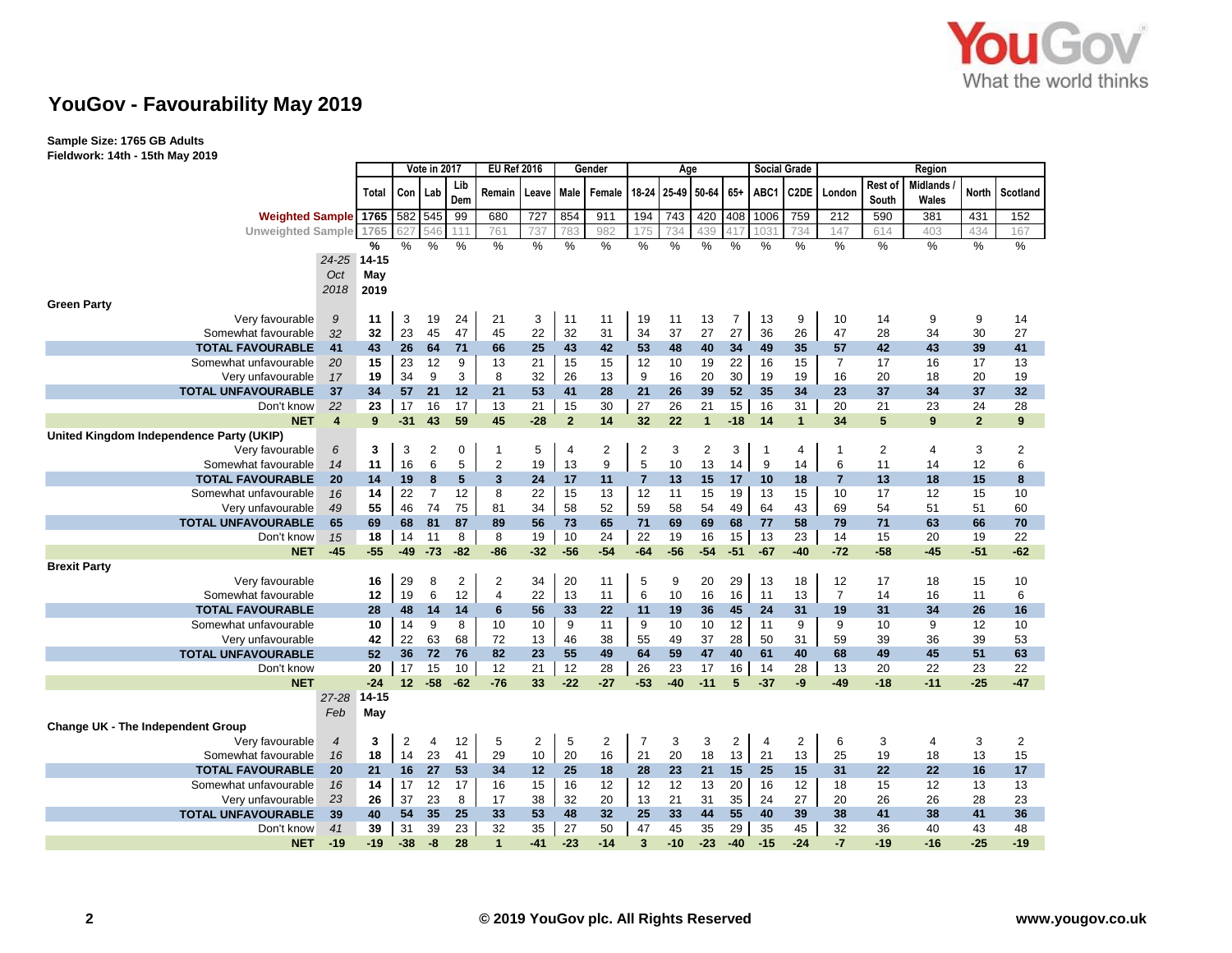# YouGov - Favourability May 2019

**Sample Size: 1765 GB Adults**
**Fieldwork: 14th - 15th May 2019**

| | | | Vote in 2017 | | | EU Ref 2016 | | Gender | | Age | | | | Social Grade | | Region | | | | |
|---|---|---|---|---|---|---|---|---|---|---|---|---|---|---|---|---|---|---|---|---|
| | | Total | Con | Lab | Lib Dem | Remain | Leave | Male | Female | 18-24 | 25-49 | 50-64 | 65+ | ABC1 | C2DE | London | Rest of South | Midlands / Wales | North | Scotland |
| **Weighted Sample** | | 1765 | 582 | 545 | 99 | 680 | 727 | 854 | 911 | 194 | 743 | 420 | 408 | 1006 | 759 | 212 | 590 | 381 | 431 | 152 |
| Unweighted Sample | | 1765 | 627 | 546 | 111 | 761 | 737 | 783 | 982 | 175 | 734 | 439 | 417 | 1031 | 734 | 147 | 614 | 403 | 434 | 167 |
| | | % | % | % | % | % | % | % | % | % | % | % | % | % | % | % | % | % | % | % |
| | *24-25 Oct 2018* | **14-15 May 2019** | | | | | | | | | | | | | | | | | | |
| **Green Party** | | | | | | | | | | | | | | | | | | | | |
| Very favourable | *9* | 11 | 3 | 19 | 24 | 21 | 3 | 11 | 11 | 19 | 11 | 13 | 7 | 13 | 9 | 10 | 14 | 9 | 9 | 14 |
| Somewhat favourable | *32* | 32 | 23 | 45 | 47 | 45 | 22 | 32 | 31 | 34 | 37 | 27 | 27 | 36 | 26 | 47 | 28 | 34 | 30 | 27 |
| **TOTAL FAVOURABLE** | **41** | **43** | **26** | **64** | **71** | **66** | **25** | **43** | **42** | **53** | **48** | **40** | **34** | **49** | **35** | **57** | **42** | **43** | **39** | **41** |
| Somewhat unfavourable | *20* | 15 | 23 | 12 | 9 | 13 | 21 | 15 | 15 | 12 | 10 | 19 | 22 | 16 | 15 | 7 | 17 | 16 | 17 | 13 |
| Very unfavourable | *17* | 19 | 34 | 9 | 3 | 8 | 32 | 26 | 13 | 9 | 16 | 20 | 30 | 19 | 19 | 16 | 20 | 18 | 20 | 19 |
| **TOTAL UNFAVOURABLE** | **37** | **34** | **57** | **21** | **12** | **21** | **53** | **41** | **28** | **21** | **26** | **39** | **52** | **35** | **34** | **23** | **37** | **34** | **37** | **32** |
| Don't know | *22* | 23 | 17 | 16 | 17 | 13 | 21 | 15 | 30 | 27 | 26 | 21 | 15 | 16 | 31 | 20 | 21 | 23 | 24 | 28 |
| **NET** | **4** | **9** | **-31** | **43** | **59** | **45** | **-28** | **2** | **14** | **32** | **22** | **1** | **-18** | **14** | **1** | **34** | **5** | **9** | **2** | **9** |
| **United Kingdom Independence Party (UKIP)** | | | | | | | | | | | | | | | | | | | | |
| Very favourable | *6* | 3 | 3 | 2 | 0 | 1 | 5 | 4 | 2 | 2 | 3 | 2 | 3 | 1 | 4 | 1 | 2 | 4 | 3 | 2 |
| Somewhat favourable | *14* | 11 | 16 | 6 | 5 | 2 | 19 | 13 | 9 | 5 | 10 | 13 | 14 | 9 | 14 | 6 | 11 | 14 | 12 | 6 |
| **TOTAL FAVOURABLE** | **20** | **14** | **19** | **8** | **5** | **3** | **24** | **17** | **11** | **7** | **13** | **15** | **17** | **10** | **18** | **7** | **13** | **18** | **15** | **8** |
| Somewhat unfavourable | *16* | 14 | 22 | 7 | 12 | 8 | 22 | 15 | 13 | 12 | 11 | 15 | 19 | 13 | 15 | 10 | 17 | 12 | 15 | 10 |
| Very unfavourable | *49* | 55 | 46 | 74 | 75 | 81 | 34 | 58 | 52 | 59 | 58 | 54 | 49 | 64 | 43 | 69 | 54 | 51 | 51 | 60 |
| **TOTAL UNFAVOURABLE** | **65** | **69** | **68** | **81** | **87** | **89** | **56** | **73** | **65** | **71** | **69** | **69** | **68** | **77** | **58** | **79** | **71** | **63** | **66** | **70** |
| Don't know | *15* | 18 | 14 | 11 | 8 | 8 | 19 | 10 | 24 | 22 | 19 | 16 | 15 | 13 | 23 | 14 | 15 | 20 | 19 | 22 |
| **NET** | **-45** | **-55** | **-49** | **-73** | **-82** | **-86** | **-32** | **-56** | **-54** | **-64** | **-56** | **-54** | **-51** | **-67** | **-40** | **-72** | **-58** | **-45** | **-51** | **-62** |
| **Brexit Party** | | | | | | | | | | | | | | | | | | | | |
| Very favourable | | 16 | 29 | 8 | 2 | 2 | 34 | 20 | 11 | 5 | 9 | 20 | 29 | 13 | 18 | 12 | 17 | 18 | 15 | 10 |
| Somewhat favourable | | 12 | 19 | 6 | 12 | 4 | 22 | 13 | 11 | 6 | 10 | 16 | 16 | 11 | 13 | 7 | 14 | 16 | 11 | 6 |
| **TOTAL FAVOURABLE** | | **28** | **48** | **14** | **14** | **6** | **56** | **33** | **22** | **11** | **19** | **36** | **45** | **24** | **31** | **19** | **31** | **34** | **26** | **16** |
| Somewhat unfavourable | | 10 | 14 | 9 | 8 | 10 | 10 | 9 | 11 | 9 | 10 | 10 | 12 | 11 | 9 | 9 | 10 | 9 | 12 | 10 |
| Very unfavourable | | 42 | 22 | 63 | 68 | 72 | 13 | 46 | 38 | 55 | 49 | 37 | 28 | 50 | 31 | 59 | 39 | 36 | 39 | 53 |
| **TOTAL UNFAVOURABLE** | | **52** | **36** | **72** | **76** | **82** | **23** | **55** | **49** | **64** | **59** | **47** | **40** | **61** | **40** | **68** | **49** | **45** | **51** | **63** |
| Don't know | | 20 | 17 | 15 | 10 | 12 | 21 | 12 | 28 | 26 | 23 | 17 | 16 | 14 | 28 | 13 | 20 | 22 | 23 | 22 |
| **NET** | | **-24** | **12** | **-58** | **-62** | **-76** | **33** | **-22** | **-27** | **-53** | **-40** | **-11** | **5** | **-37** | **-9** | **-49** | **-18** | **-11** | **-25** | **-47** |
| | *27-28 Feb* | **14-15 May** | | | | | | | | | | | | | | | | | | |
| **Change UK - The Independent Group** | | | | | | | | | | | | | | | | | | | | |
| Very favourable | *4* | 3 | 2 | 4 | 12 | 5 | 2 | 5 | 2 | 7 | 3 | 3 | 2 | 4 | 2 | 6 | 3 | 4 | 3 | 2 |
| Somewhat favourable | *16* | 18 | 14 | 23 | 41 | 29 | 10 | 20 | 16 | 21 | 20 | 18 | 13 | 21 | 13 | 25 | 19 | 18 | 13 | 15 |
| **TOTAL FAVOURABLE** | **20** | **21** | **16** | **27** | **53** | **34** | **12** | **25** | **18** | **28** | **23** | **21** | **15** | **25** | **15** | **31** | **22** | **22** | **16** | **17** |
| Somewhat unfavourable | *16* | 14 | 17 | 12 | 17 | 16 | 15 | 16 | 12 | 12 | 12 | 13 | 20 | 16 | 12 | 18 | 15 | 12 | 13 | 13 |
| Very unfavourable | *23* | 26 | 37 | 23 | 8 | 17 | 38 | 32 | 20 | 13 | 21 | 31 | 35 | 24 | 27 | 20 | 26 | 26 | 28 | 23 |
| **TOTAL UNFAVOURABLE** | **39** | **40** | **54** | **35** | **25** | **33** | **53** | **48** | **32** | **25** | **33** | **44** | **55** | **40** | **39** | **38** | **41** | **38** | **41** | **36** |
| Don't know | *41* | 39 | 31 | 39 | 23 | 32 | 35 | 27 | 50 | 47 | 45 | 35 | 29 | 35 | 45 | 32 | 36 | 40 | 43 | 48 |
| **NET** | **-19** | **-19** | **-38** | **-8** | **28** | **1** | **-41** | **-23** | **-14** | **3** | **-10** | **-23** | **-40** | **-15** | **-24** | **-7** | **-19** | **-16** | **-25** | **-19** |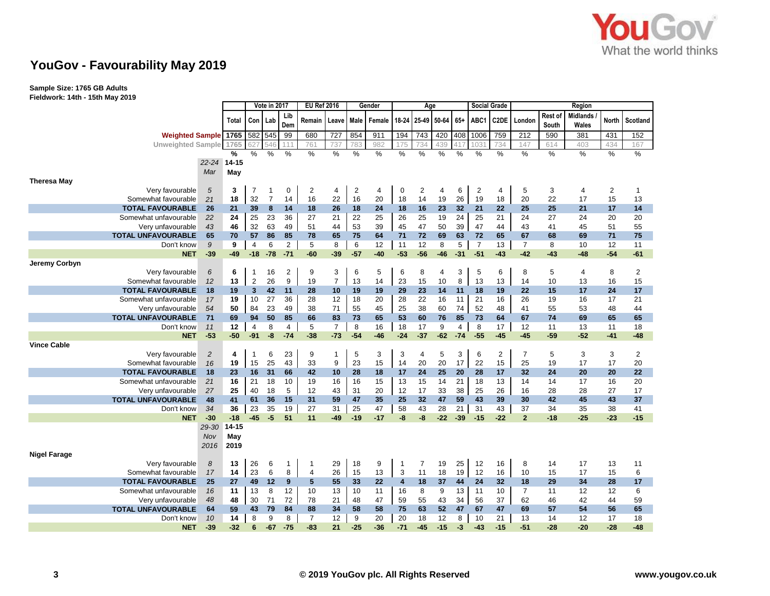# YouGov - Favourability May 2019

**Sample Size: 1765 GB Adults**
**Fieldwork: 14th - 15th May 2019**

| | | Total | Vote in 2017 | | | EU Ref 2016 | | Gender | | Age | | | | Social Grade | | Region | | | | |
|---|---|---|---|---|---|---|---|---|---|---|---|---|---|---|---|---|---|---|---|---|
| | | | Con | Lab | Lib Dem | Remain | Leave | Male | Female | 18-24 | 25-49 | 50-64 | 65+ | ABC1 | C2DE | London | Rest of South | Midlands / Wales | North | Scotland |
| **Weighted Sample** | | 1765 | 582 | 545 | 99 | 680 | 727 | 854 | 911 | 194 | 743 | 420 | 408 | 1006 | 759 | 212 | 590 | 381 | 431 | 152 |
| Unweighted Sample | | 1765 | 627 | 546 | 111 | 761 | 737 | 783 | 982 | 175 | 734 | 439 | 417 | 1031 | 734 | 147 | 614 | 403 | 434 | 167 |
| | | % | % | % | % | % | % | % | % | % | % | % | % | % | % | % | % | % | % | % |
| | *22-24 Mar* | **14-15 May** | | | | | | | | | | | | | | | | | | |
| **Theresa May** | | | | | | | | | | | | | | | | | | | | |
| Very favourable | *5* | 3 | 7 | 1 | 0 | 2 | 4 | 2 | 4 | 0 | 2 | 4 | 6 | 2 | 4 | 5 | 3 | 4 | 2 | 1 |
| Somewhat favourable | *21* | 18 | 32 | 7 | 14 | 16 | 22 | 16 | 20 | 18 | 14 | 19 | 26 | 19 | 18 | 20 | 22 | 17 | 15 | 13 |
| **TOTAL FAVOURABLE** | **26** | **21** | **39** | **8** | **14** | **18** | **26** | **18** | **24** | **18** | **16** | **23** | **32** | **21** | **22** | **25** | **25** | **21** | **17** | **14** |
| Somewhat unfavourable | *22* | 24 | 25 | 23 | 36 | 27 | 21 | 22 | 25 | 26 | 25 | 19 | 24 | 25 | 21 | 24 | 27 | 24 | 20 | 20 |
| Very unfavourable | *43* | 46 | 32 | 63 | 49 | 51 | 44 | 53 | 39 | 45 | 47 | 50 | 39 | 47 | 44 | 43 | 41 | 45 | 51 | 55 |
| **TOTAL UNFAVOURABLE** | **65** | **70** | **57** | **86** | **85** | **78** | **65** | **75** | **64** | **71** | **72** | **69** | **63** | **72** | **65** | **67** | **68** | **69** | **71** | **75** |
| Don't know | *9* | 9 | 4 | 6 | 2 | 5 | 8 | 6 | 12 | 11 | 12 | 8 | 5 | 7 | 13 | 7 | 8 | 10 | 12 | 11 |
| **NET** | **-39** | **-49** | **-18** | **-78** | **-71** | **-60** | **-39** | **-57** | **-40** | **-53** | **-56** | **-46** | **-31** | **-51** | **-43** | **-42** | **-43** | **-48** | **-54** | **-61** |
| **Jeremy Corbyn** | | | | | | | | | | | | | | | | | | | | |
| Very favourable | *6* | 6 | 1 | 16 | 2 | 9 | 3 | 6 | 5 | 6 | 8 | 4 | 3 | 5 | 6 | 8 | 5 | 4 | 8 | 2 |
| Somewhat favourable | *12* | 13 | 2 | 26 | 9 | 19 | 7 | 13 | 14 | 23 | 15 | 10 | 8 | 13 | 13 | 14 | 10 | 13 | 16 | 15 |
| **TOTAL FAVOURABLE** | **18** | **19** | **3** | **42** | **11** | **28** | **10** | **19** | **19** | **29** | **23** | **14** | **11** | **18** | **19** | **22** | **15** | **17** | **24** | **17** |
| Somewhat unfavourable | *17* | 19 | 10 | 27 | 36 | 28 | 12 | 18 | 20 | 28 | 22 | 16 | 11 | 21 | 16 | 26 | 19 | 16 | 17 | 21 |
| Very unfavourable | *54* | 50 | 84 | 23 | 49 | 38 | 71 | 55 | 45 | 25 | 38 | 60 | 74 | 52 | 48 | 41 | 55 | 53 | 48 | 44 |
| **TOTAL UNFAVOURABLE** | **71** | **69** | **94** | **50** | **85** | **66** | **83** | **73** | **65** | **53** | **60** | **76** | **85** | **73** | **64** | **67** | **74** | **69** | **65** | **65** |
| Don't know | *11* | 12 | 4 | 8 | 4 | 5 | 7 | 8 | 16 | 18 | 17 | 9 | 4 | 8 | 17 | 12 | 11 | 13 | 11 | 18 |
| **NET** | **-53** | **-50** | **-91** | **-8** | **-74** | **-38** | **-73** | **-54** | **-46** | **-24** | **-37** | **-62** | **-74** | **-55** | **-45** | **-45** | **-59** | **-52** | **-41** | **-48** |
| **Vince Cable** | | | | | | | | | | | | | | | | | | | | |
| Very favourable | *2* | 4 | 1 | 6 | 23 | 9 | 1 | 5 | 3 | 3 | 4 | 5 | 3 | 6 | 2 | 7 | 5 | 3 | 3 | 2 |
| Somewhat favourable | *16* | 19 | 15 | 25 | 43 | 33 | 9 | 23 | 15 | 14 | 20 | 20 | 17 | 22 | 15 | 25 | 19 | 17 | 17 | 20 |
| **TOTAL FAVOURABLE** | **18** | **23** | **16** | **31** | **66** | **42** | **10** | **28** | **18** | **17** | **24** | **25** | **20** | **28** | **17** | **32** | **24** | **20** | **20** | **22** |
| Somewhat unfavourable | *21* | 16 | 21 | 18 | 10 | 19 | 16 | 16 | 15 | 13 | 15 | 14 | 21 | 18 | 13 | 14 | 14 | 17 | 16 | 20 |
| Very unfavourable | *27* | 25 | 40 | 18 | 5 | 12 | 43 | 31 | 20 | 12 | 17 | 33 | 38 | 25 | 26 | 16 | 28 | 28 | 27 | 17 |
| **TOTAL UNFAVOURABLE** | **48** | **41** | **61** | **36** | **15** | **31** | **59** | **47** | **35** | **25** | **32** | **47** | **59** | **43** | **39** | **30** | **42** | **45** | **43** | **37** |
| Don't know | *34* | 36 | 23 | 35 | 19 | 27 | 31 | 25 | 47 | 58 | 43 | 28 | 21 | 31 | 43 | 37 | 34 | 35 | 38 | 41 |
| **NET** | **-30** | **-18** | **-45** | **-5** | **51** | **11** | **-49** | **-19** | **-17** | **-8** | **-8** | **-22** | **-39** | **-15** | **-22** | **2** | **-18** | **-25** | **-23** | **-15** |
| | *29-30 Nov 2016* | **14-15 May 2019** | | | | | | | | | | | | | | | | | | |
| **Nigel Farage** | | | | | | | | | | | | | | | | | | | | |
| Very favourable | *8* | 13 | 26 | 6 | 1 | 1 | 29 | 18 | 9 | 1 | 7 | 19 | 25 | 12 | 16 | 8 | 14 | 17 | 13 | 11 |
| Somewhat favourable | *17* | 14 | 23 | 6 | 8 | 4 | 26 | 15 | 13 | 3 | 11 | 18 | 19 | 12 | 16 | 10 | 15 | 17 | 15 | 6 |
| **TOTAL FAVOURABLE** | **25** | **27** | **49** | **12** | **9** | **5** | **55** | **33** | **22** | **4** | **18** | **37** | **44** | **24** | **32** | **18** | **29** | **34** | **28** | **17** |
| Somewhat unfavourable | *16* | 11 | 13 | 8 | 12 | 10 | 13 | 10 | 11 | 16 | 8 | 9 | 13 | 11 | 10 | 7 | 11 | 12 | 12 | 6 |
| Very unfavourable | *48* | 48 | 30 | 71 | 72 | 78 | 21 | 48 | 47 | 59 | 55 | 43 | 34 | 56 | 37 | 62 | 46 | 42 | 44 | 59 |
| **TOTAL UNFAVOURABLE** | **64** | **59** | **43** | **79** | **84** | **88** | **34** | **58** | **58** | **75** | **63** | **52** | **47** | **67** | **47** | **69** | **57** | **54** | **56** | **65** |
| Don't know | *10* | 14 | 8 | 9 | 8 | 7 | 12 | 9 | 20 | 20 | 18 | 12 | 8 | 10 | 21 | 13 | 14 | 12 | 17 | 18 |
| **NET** | **-39** | **-32** | **6** | **-67** | **-75** | **-83** | **21** | **-25** | **-36** | **-71** | **-45** | **-15** | **-3** | **-43** | **-15** | **-51** | **-28** | **-20** | **-28** | **-48** |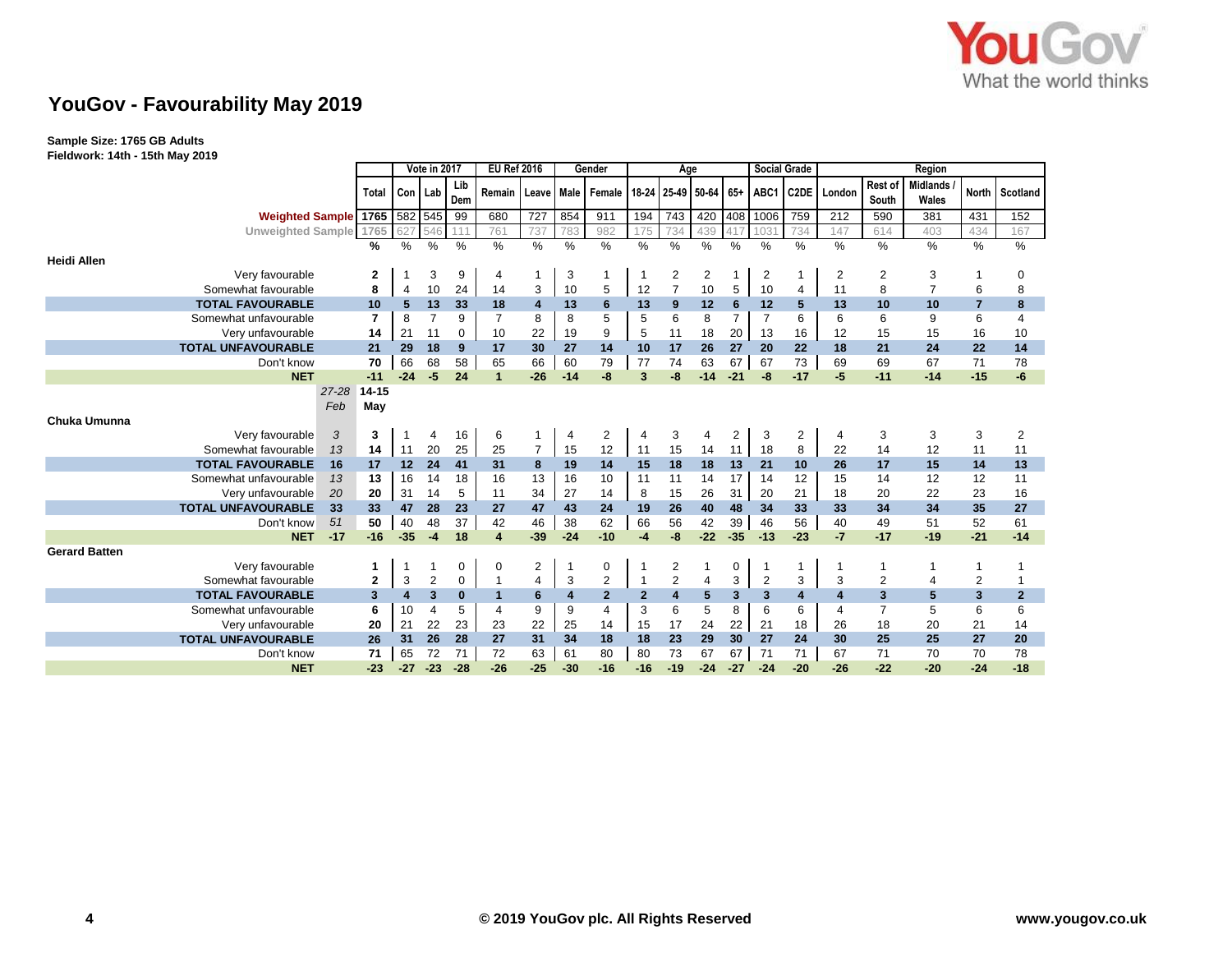# YouGov - Favourability May 2019

**Sample Size: 1765 GB Adults**
**Fieldwork: 14th - 15th May 2019**

| | | Total | Vote in 2017 | | | EU Ref 2016 | | Gender | | Age | | | | Social Grade | | Region | | | | |
|---|---|---|---|---|---|---|---|---|---|---|---|---|---|---|---|---|---|---|---|---|
| | | | Con | Lab | Lib Dem | Remain | Leave | Male | Female | 18-24 | 25-49 | 50-64 | 65+ | ABC1 | C2DE | London | Rest of South | Midlands / Wales | North | Scotland |
| Weighted Sample | | 1765 | 582 | 545 | 99 | 680 | 727 | 854 | 911 | 194 | 743 | 420 | 408 | 1006 | 759 | 212 | 590 | 381 | 431 | 152 |
| Unweighted Sample | | 1765 | 627 | 546 | 111 | 761 | 737 | 783 | 982 | 175 | 734 | 439 | 417 | 1031 | 734 | 147 | 614 | 403 | 434 | 167 |
| | | % | % | % | % | % | % | % | % | % | % | % | % | % | % | % | % | % | % | % |
| **Heidi Allen** | | | | | | | | | | | | | | | | | | | | |
| Very favourable | | 2 | 1 | 3 | 9 | 4 | 1 | 3 | 1 | 1 | 2 | 2 | 1 | 2 | 1 | 2 | 2 | 3 | 1 | 0 |
| Somewhat favourable | | 8 | 4 | 10 | 24 | 14 | 3 | 10 | 5 | 12 | 7 | 10 | 5 | 10 | 4 | 11 | 8 | 7 | 6 | 8 |
| **TOTAL FAVOURABLE** | | **10** | **5** | **13** | **33** | **18** | **4** | **13** | **6** | **13** | **9** | **12** | **6** | **12** | **5** | **13** | **10** | **10** | **7** | **8** |
| Somewhat unfavourable | | 7 | 8 | 7 | 9 | 7 | 8 | 8 | 5 | 5 | 6 | 8 | 7 | 7 | 6 | 6 | 6 | 9 | 6 | 4 |
| Very unfavourable | | 14 | 21 | 11 | 0 | 10 | 22 | 19 | 9 | 5 | 11 | 18 | 20 | 13 | 16 | 12 | 15 | 15 | 16 | 10 |
| **TOTAL UNFAVOURABLE** | | **21** | **29** | **18** | **9** | **17** | **30** | **27** | **14** | **10** | **17** | **26** | **27** | **20** | **22** | **18** | **21** | **24** | **22** | **14** |
| Don't know | | 70 | 66 | 68 | 58 | 65 | 66 | 60 | 79 | 77 | 74 | 63 | 67 | 67 | 73 | 69 | 69 | 67 | 71 | 78 |
| **NET** | | **-11** | **-24** | **-5** | **24** | **1** | **-26** | **-14** | **-8** | **3** | **-8** | **-14** | **-21** | **-8** | **-17** | **-5** | **-11** | **-14** | **-15** | **-6** |
| | *27-28 Feb* | **14-15 May** | | | | | | | | | | | | | | | | | | |
| **Chuka Umunna** | | | | | | | | | | | | | | | | | | | | |
| Very favourable | *3* | 3 | 1 | 4 | 16 | 6 | 1 | 4 | 2 | 4 | 3 | 4 | 2 | 3 | 2 | 4 | 3 | 3 | 3 | 2 |
| Somewhat favourable | *13* | 14 | 11 | 20 | 25 | 25 | 7 | 15 | 12 | 11 | 15 | 14 | 11 | 18 | 8 | 22 | 14 | 12 | 11 | 11 |
| **TOTAL FAVOURABLE** | **16** | **17** | **12** | **24** | **41** | **31** | **8** | **19** | **14** | **15** | **18** | **18** | **13** | **21** | **10** | **26** | **17** | **15** | **14** | **13** |
| Somewhat unfavourable | *13* | 13 | 16 | 14 | 18 | 16 | 13 | 16 | 10 | 11 | 11 | 14 | 17 | 14 | 12 | 15 | 14 | 12 | 12 | 11 |
| Very unfavourable | *20* | 20 | 31 | 14 | 5 | 11 | 34 | 27 | 14 | 8 | 15 | 26 | 31 | 20 | 21 | 18 | 20 | 22 | 23 | 16 |
| **TOTAL UNFAVOURABLE** | **33** | **33** | **47** | **28** | **23** | **27** | **47** | **43** | **24** | **19** | **26** | **40** | **48** | **34** | **33** | **33** | **34** | **34** | **35** | **27** |
| Don't know | *51* | 50 | 40 | 48 | 37 | 42 | 46 | 38 | 62 | 66 | 56 | 42 | 39 | 46 | 56 | 40 | 49 | 51 | 52 | 61 |
| **NET** | **-17** | **-16** | **-35** | **-4** | **18** | **4** | **-39** | **-24** | **-10** | **-4** | **-8** | **-22** | **-35** | **-13** | **-23** | **-7** | **-17** | **-19** | **-21** | **-14** |
| **Gerard Batten** | | | | | | | | | | | | | | | | | | | | |
| Very favourable | | 1 | 1 | 1 | 0 | 0 | 2 | 1 | 0 | 1 | 2 | 1 | 0 | 1 | 1 | 1 | 1 | 1 | 1 | 1 |
| Somewhat favourable | | 2 | 3 | 2 | 0 | 1 | 4 | 3 | 2 | 1 | 2 | 4 | 3 | 2 | 3 | 3 | 2 | 4 | 2 | 1 |
| **TOTAL FAVOURABLE** | | **3** | **4** | **3** | **0** | **1** | **6** | **4** | **2** | **2** | **4** | **5** | **3** | **3** | **4** | **4** | **3** | **5** | **3** | **2** |
| Somewhat unfavourable | | 6 | 10 | 4 | 5 | 4 | 9 | 9 | 4 | 3 | 6 | 5 | 8 | 6 | 6 | 4 | 7 | 5 | 6 | 6 |
| Very unfavourable | | 20 | 21 | 22 | 23 | 23 | 22 | 25 | 14 | 15 | 17 | 24 | 22 | 21 | 18 | 26 | 18 | 20 | 21 | 14 |
| **TOTAL UNFAVOURABLE** | | **26** | **31** | **26** | **28** | **27** | **31** | **34** | **18** | **18** | **23** | **29** | **30** | **27** | **24** | **30** | **25** | **25** | **27** | **20** |
| Don't know | | 71 | 65 | 72 | 71 | 72 | 63 | 61 | 80 | 80 | 73 | 67 | 67 | 71 | 71 | 67 | 71 | 70 | 70 | 78 |
| **NET** | | **-23** | **-27** | **-23** | **-28** | **-26** | **-25** | **-30** | **-16** | **-16** | **-19** | **-24** | **-27** | **-24** | **-20** | **-26** | **-22** | **-20** | **-24** | **-18** |